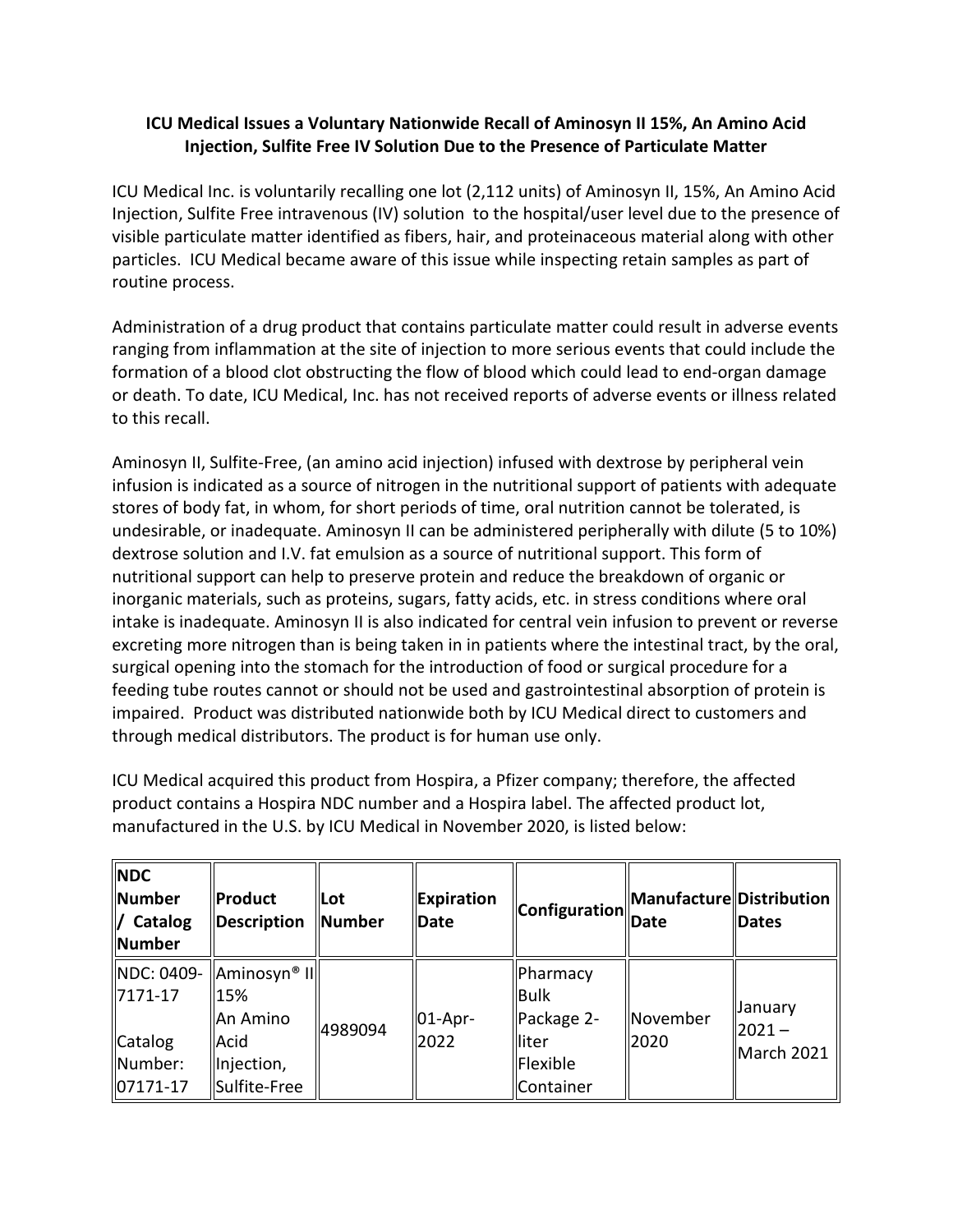# ICU Medical Issues a Voluntary Nationwide Recall of Aminosyn II 15%, An Amino Acid Injection, Sulfite Free IV Solution Due to the Presence of Particulate Matter

ICU Medical Inc. is voluntarily recalling one lot (2,112 units) of Aminosyn II, 15%, An Amino Acid Injection, Sulfite Free intravenous (IV) solution to the hospital/user level due to the presence of visible particulate matter identified as fibers, hair, and proteinaceous material along with other particles. ICU Medical became aware of this issue while inspecting retain samples as part of routine process.

Administration of a drug product that contains particulate matter could result in adverse events ranging from inflammation at the site of injection to more serious events that could include the formation of a blood clot obstructing the flow of blood which could lead to end-organ damage or death. To date, ICU Medical, Inc. has not received reports of adverse events or illness related to this recall.

Aminosyn II, Sulfite-Free, (an amino acid injection) infused with dextrose by peripheral vein infusion is indicated as a source of nitrogen in the nutritional support of patients with adequate stores of body fat, in whom, for short periods of time, oral nutrition cannot be tolerated, is undesirable, or inadequate. Aminosyn II can be administered peripherally with dilute (5 to 10%) dextrose solution and I.V. fat emulsion as a source of nutritional support. This form of nutritional support can help to preserve protein and reduce the breakdown of organic or inorganic materials, such as proteins, sugars, fatty acids, etc. in stress conditions where oral intake is inadequate. Aminosyn II is also indicated for central vein infusion to prevent or reverse excreting more nitrogen than is being taken in in patients where the intestinal tract, by the oral, surgical opening into the stomach for the introduction of food or surgical procedure for a feeding tube routes cannot or should not be used and gastrointestinal absorption of protein is impaired. Product was distributed nationwide both by ICU Medical direct to customers and through medical distributors. The product is for human use only.

ICU Medical acquired this product from Hospira, a Pfizer company; therefore, the affected product contains a Hospira NDC number and a Hospira label. The affected product lot, manufactured in the U.S. by ICU Medical in November 2020, is listed below:

| NDC Number / Catalog Number | Product Description | Lot Number | Expiration Date | Configuration | Manufacture Date | Distribution Dates |
|---|---|---|---|---|---|---|
| NDC: 0409-7171-17<br><br>Catalog Number: 07171-17 | Aminosyn® II 15% An Amino Acid Injection, Sulfite-Free | 4989094 | 01-Apr-2022 | Pharmacy Bulk Package 2-liter Flexible Container | November 2020 | January 2021 – March 2021 |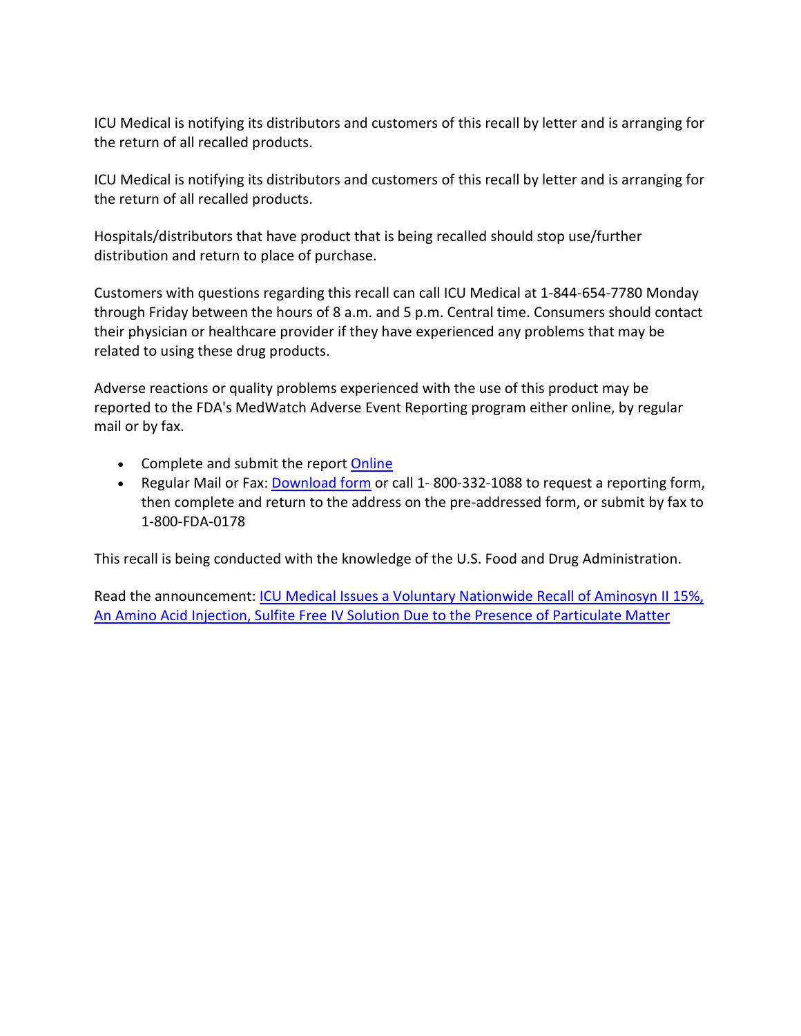ICU Medical is notifying its distributors and customers of this recall by letter and is arranging for the return of all recalled products.

ICU Medical is notifying its distributors and customers of this recall by letter and is arranging for the return of all recalled products.

Hospitals/distributors that have product that is being recalled should stop use/further distribution and return to place of purchase.

Customers with questions regarding this recall can call ICU Medical at 1-844-654-7780 Monday through Friday between the hours of 8 a.m. and 5 p.m. Central time. Consumers should contact their physician or healthcare provider if they have experienced any problems that may be related to using these drug products.

Adverse reactions or quality problems experienced with the use of this product may be reported to the FDA's MedWatch Adverse Event Reporting program either online, by regular mail or by fax.

- Complete and submit the report Online
- Regular Mail or Fax: Download form or call 1- 800-332-1088 to request a reporting form, then complete and return to the address on the pre-addressed form, or submit by fax to 1-800-FDA-0178

This recall is being conducted with the knowledge of the U.S. Food and Drug Administration.

Read the announcement: ICU Medical Issues a Voluntary Nationwide Recall of Aminosyn II 15%, An Amino Acid Injection, Sulfite Free IV Solution Due to the Presence of Particulate Matter